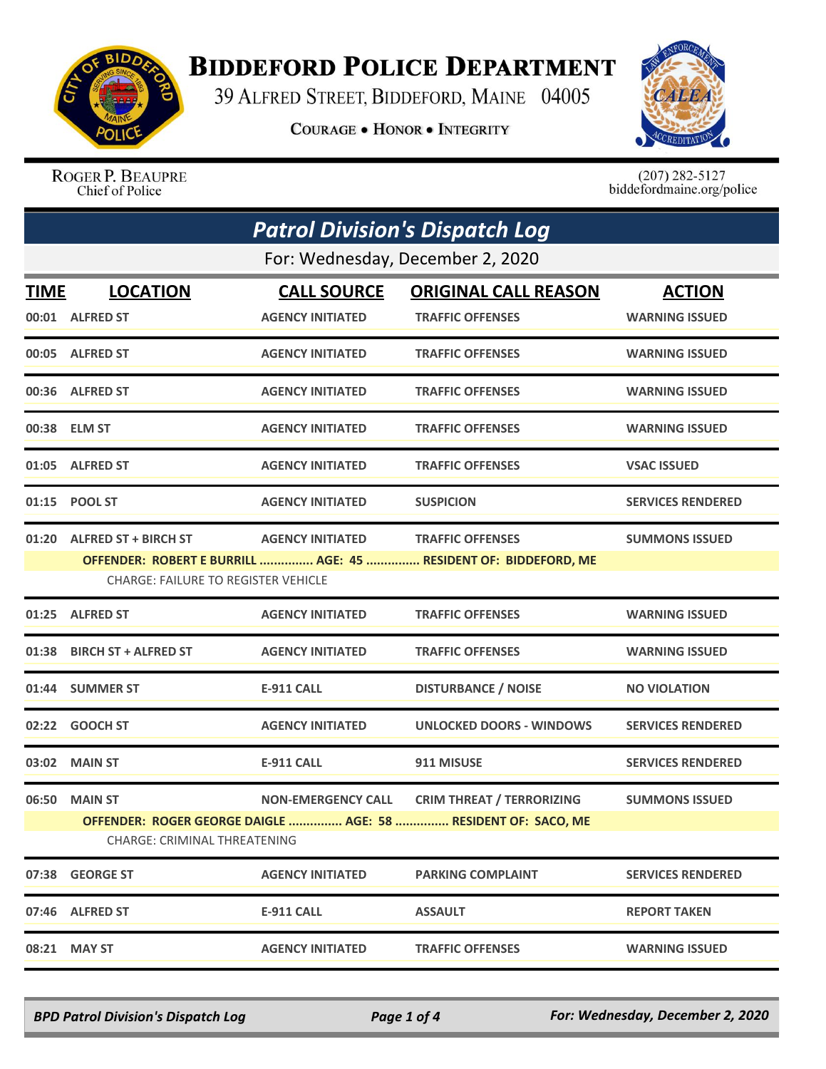# BIDDEFORD POLICE DEPARTMENT

39 ALFRED STREET, BIDDEFORD, MAINE 04005

COURAGE • HONOR • INTEGRITY

ROGER P. BEAUPRE
Chief of Police

(207) 282-5127
biddefordmaine.org/police

## Patrol Division's Dispatch Log

For: Wednesday, December 2, 2020

| TIME | LOCATION | CALL SOURCE | ORIGINAL CALL REASON | ACTION |
|---|---|---|---|---|
| 00:01 | ALFRED ST | AGENCY INITIATED | TRAFFIC OFFENSES | WARNING ISSUED |
| 00:05 | ALFRED ST | AGENCY INITIATED | TRAFFIC OFFENSES | WARNING ISSUED |
| 00:36 | ALFRED ST | AGENCY INITIATED | TRAFFIC OFFENSES | WARNING ISSUED |
| 00:38 | ELM ST | AGENCY INITIATED | TRAFFIC OFFENSES | WARNING ISSUED |
| 01:05 | ALFRED ST | AGENCY INITIATED | TRAFFIC OFFENSES | VSAC ISSUED |
| 01:15 | POOL ST | AGENCY INITIATED | SUSPICION | SERVICES RENDERED |
| 01:20 | ALFRED ST + BIRCH ST | AGENCY INITIATED | TRAFFIC OFFENSES | SUMMONS ISSUED |
| | OFFENDER: ROBERT E BURRILL ............... AGE: 45 ............... RESIDENT OF: BIDDEFORD, ME | | | |
| | CHARGE: FAILURE TO REGISTER VEHICLE | | | |
| 01:25 | ALFRED ST | AGENCY INITIATED | TRAFFIC OFFENSES | WARNING ISSUED |
| 01:38 | BIRCH ST + ALFRED ST | AGENCY INITIATED | TRAFFIC OFFENSES | WARNING ISSUED |
| 01:44 | SUMMER ST | E-911 CALL | DISTURBANCE / NOISE | NO VIOLATION |
| 02:22 | GOOCH ST | AGENCY INITIATED | UNLOCKED DOORS - WINDOWS | SERVICES RENDERED |
| 03:02 | MAIN ST | E-911 CALL | 911 MISUSE | SERVICES RENDERED |
| 06:50 | MAIN ST | NON-EMERGENCY CALL | CRIM THREAT / TERRORIZING | SUMMONS ISSUED |
| | OFFENDER: ROGER GEORGE DAIGLE ............... AGE: 58 ............... RESIDENT OF: SACO, ME | | | |
| | CHARGE: CRIMINAL THREATENING | | | |
| 07:38 | GEORGE ST | AGENCY INITIATED | PARKING COMPLAINT | SERVICES RENDERED |
| 07:46 | ALFRED ST | E-911 CALL | ASSAULT | REPORT TAKEN |
| 08:21 | MAY ST | AGENCY INITIATED | TRAFFIC OFFENSES | WARNING ISSUED |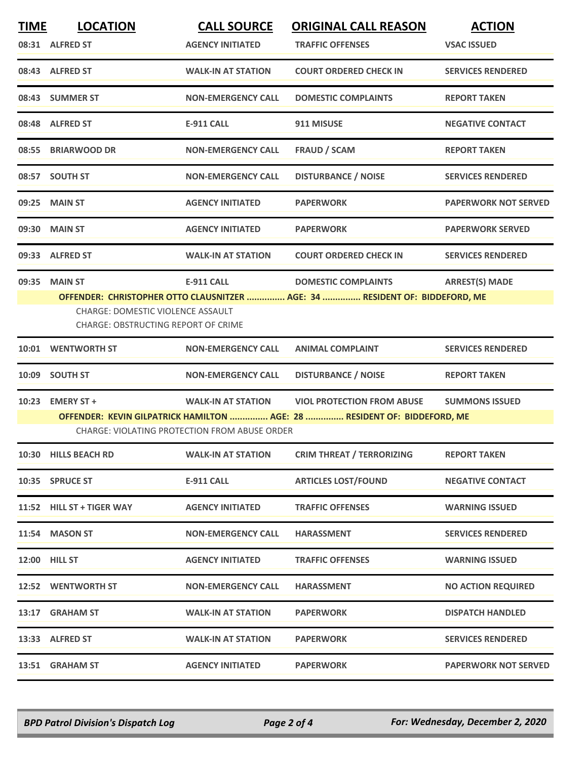| TIME | LOCATION | CALL SOURCE | ORIGINAL CALL REASON | ACTION |
|---|---|---|---|---|
| 08:31 | ALFRED ST | AGENCY INITIATED | TRAFFIC OFFENSES | VSAC ISSUED |
| 08:43 | ALFRED ST | WALK-IN AT STATION | COURT ORDERED CHECK IN | SERVICES RENDERED |
| 08:43 | SUMMER ST | NON-EMERGENCY CALL | DOMESTIC COMPLAINTS | REPORT TAKEN |
| 08:48 | ALFRED ST | E-911 CALL | 911 MISUSE | NEGATIVE CONTACT |
| 08:55 | BRIARWOOD DR | NON-EMERGENCY CALL | FRAUD / SCAM | REPORT TAKEN |
| 08:57 | SOUTH ST | NON-EMERGENCY CALL | DISTURBANCE / NOISE | SERVICES RENDERED |
| 09:25 | MAIN ST | AGENCY INITIATED | PAPERWORK | PAPERWORK NOT SERVED |
| 09:30 | MAIN ST | AGENCY INITIATED | PAPERWORK | PAPERWORK SERVED |
| 09:33 | ALFRED ST | WALK-IN AT STATION | COURT ORDERED CHECK IN | SERVICES RENDERED |
| 09:35 | MAIN ST | E-911 CALL | DOMESTIC COMPLAINTS | ARREST(S) MADE |

**OFFENDER: CHRISTOPHER OTTO CLAUSNITZER ............... AGE: 34 ............... RESIDENT OF: BIDDEFORD, ME**

CHARGE: DOMESTIC VIOLENCE ASSAULT
CHARGE: OBSTRUCTING REPORT OF CRIME

| TIME | LOCATION | CALL SOURCE | ORIGINAL CALL REASON | ACTION |
|---|---|---|---|---|
| 10:01 | WENTWORTH ST | NON-EMERGENCY CALL | ANIMAL COMPLAINT | SERVICES RENDERED |
| 10:09 | SOUTH ST | NON-EMERGENCY CALL | DISTURBANCE / NOISE | REPORT TAKEN |
| 10:23 | EMERY ST + | WALK-IN AT STATION | VIOL PROTECTION FROM ABUSE | SUMMONS ISSUED |

**OFFENDER: KEVIN GILPATRICK HAMILTON ............... AGE: 28 ............... RESIDENT OF: BIDDEFORD, ME**

CHARGE: VIOLATING PROTECTION FROM ABUSE ORDER

| TIME | LOCATION | CALL SOURCE | ORIGINAL CALL REASON | ACTION |
|---|---|---|---|---|
| 10:30 | HILLS BEACH RD | WALK-IN AT STATION | CRIM THREAT / TERRORIZING | REPORT TAKEN |
| 10:35 | SPRUCE ST | E-911 CALL | ARTICLES LOST/FOUND | NEGATIVE CONTACT |
| 11:52 | HILL ST + TIGER WAY | AGENCY INITIATED | TRAFFIC OFFENSES | WARNING ISSUED |
| 11:54 | MASON ST | NON-EMERGENCY CALL | HARASSMENT | SERVICES RENDERED |
| 12:00 | HILL ST | AGENCY INITIATED | TRAFFIC OFFENSES | WARNING ISSUED |
| 12:52 | WENTWORTH ST | NON-EMERGENCY CALL | HARASSMENT | NO ACTION REQUIRED |
| 13:17 | GRAHAM ST | WALK-IN AT STATION | PAPERWORK | DISPATCH HANDLED |
| 13:33 | ALFRED ST | WALK-IN AT STATION | PAPERWORK | SERVICES RENDERED |
| 13:51 | GRAHAM ST | AGENCY INITIATED | PAPERWORK | PAPERWORK NOT SERVED |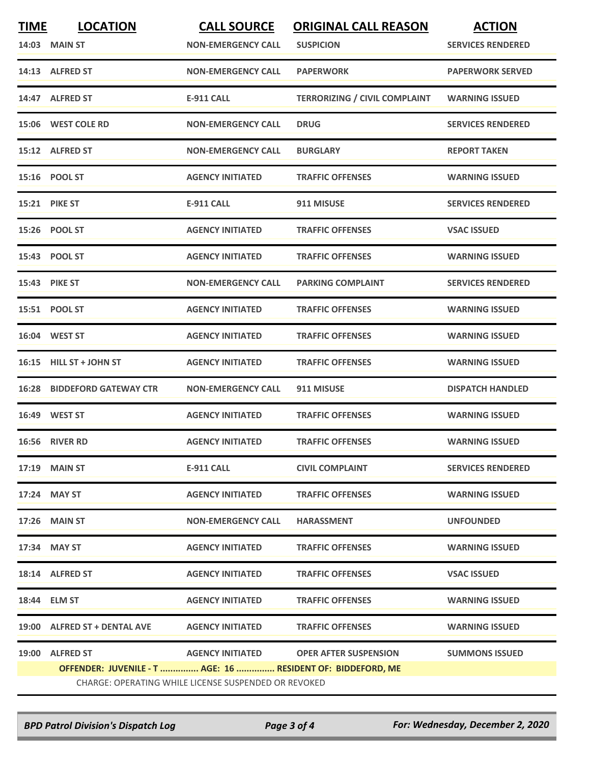| TIME | LOCATION | CALL SOURCE | ORIGINAL CALL REASON | ACTION |
|---|---|---|---|---|
| 14:03 | MAIN ST | NON-EMERGENCY CALL | SUSPICION | SERVICES RENDERED |
| 14:13 | ALFRED ST | NON-EMERGENCY CALL | PAPERWORK | PAPERWORK SERVED |
| 14:47 | ALFRED ST | E-911 CALL | TERRORIZING / CIVIL COMPLAINT | WARNING ISSUED |
| 15:06 | WEST COLE RD | NON-EMERGENCY CALL | DRUG | SERVICES RENDERED |
| 15:12 | ALFRED ST | NON-EMERGENCY CALL | BURGLARY | REPORT TAKEN |
| 15:16 | POOL ST | AGENCY INITIATED | TRAFFIC OFFENSES | WARNING ISSUED |
| 15:21 | PIKE ST | E-911 CALL | 911 MISUSE | SERVICES RENDERED |
| 15:26 | POOL ST | AGENCY INITIATED | TRAFFIC OFFENSES | VSAC ISSUED |
| 15:43 | POOL ST | AGENCY INITIATED | TRAFFIC OFFENSES | WARNING ISSUED |
| 15:43 | PIKE ST | NON-EMERGENCY CALL | PARKING COMPLAINT | SERVICES RENDERED |
| 15:51 | POOL ST | AGENCY INITIATED | TRAFFIC OFFENSES | WARNING ISSUED |
| 16:04 | WEST ST | AGENCY INITIATED | TRAFFIC OFFENSES | WARNING ISSUED |
| 16:15 | HILL ST + JOHN ST | AGENCY INITIATED | TRAFFIC OFFENSES | WARNING ISSUED |
| 16:28 | BIDDEFORD GATEWAY CTR | NON-EMERGENCY CALL | 911 MISUSE | DISPATCH HANDLED |
| 16:49 | WEST ST | AGENCY INITIATED | TRAFFIC OFFENSES | WARNING ISSUED |
| 16:56 | RIVER RD | AGENCY INITIATED | TRAFFIC OFFENSES | WARNING ISSUED |
| 17:19 | MAIN ST | E-911 CALL | CIVIL COMPLAINT | SERVICES RENDERED |
| 17:24 | MAY ST | AGENCY INITIATED | TRAFFIC OFFENSES | WARNING ISSUED |
| 17:26 | MAIN ST | NON-EMERGENCY CALL | HARASSMENT | UNFOUNDED |
| 17:34 | MAY ST | AGENCY INITIATED | TRAFFIC OFFENSES | WARNING ISSUED |
| 18:14 | ALFRED ST | AGENCY INITIATED | TRAFFIC OFFENSES | VSAC ISSUED |
| 18:44 | ELM ST | AGENCY INITIATED | TRAFFIC OFFENSES | WARNING ISSUED |
| 19:00 | ALFRED ST + DENTAL AVE | AGENCY INITIATED | TRAFFIC OFFENSES | WARNING ISSUED |
| 19:00 | ALFRED ST | AGENCY INITIATED | OPER AFTER SUSPENSION | SUMMONS ISSUED |

**OFFENDER: JUVENILE - T ............... AGE: 16 ............... RESIDENT OF: BIDDEFORD, ME**

CHARGE: OPERATING WHILE LICENSE SUSPENDED OR REVOKED

*BPD Patrol Division's Dispatch Log* — *For: Wednesday, December 2, 2020*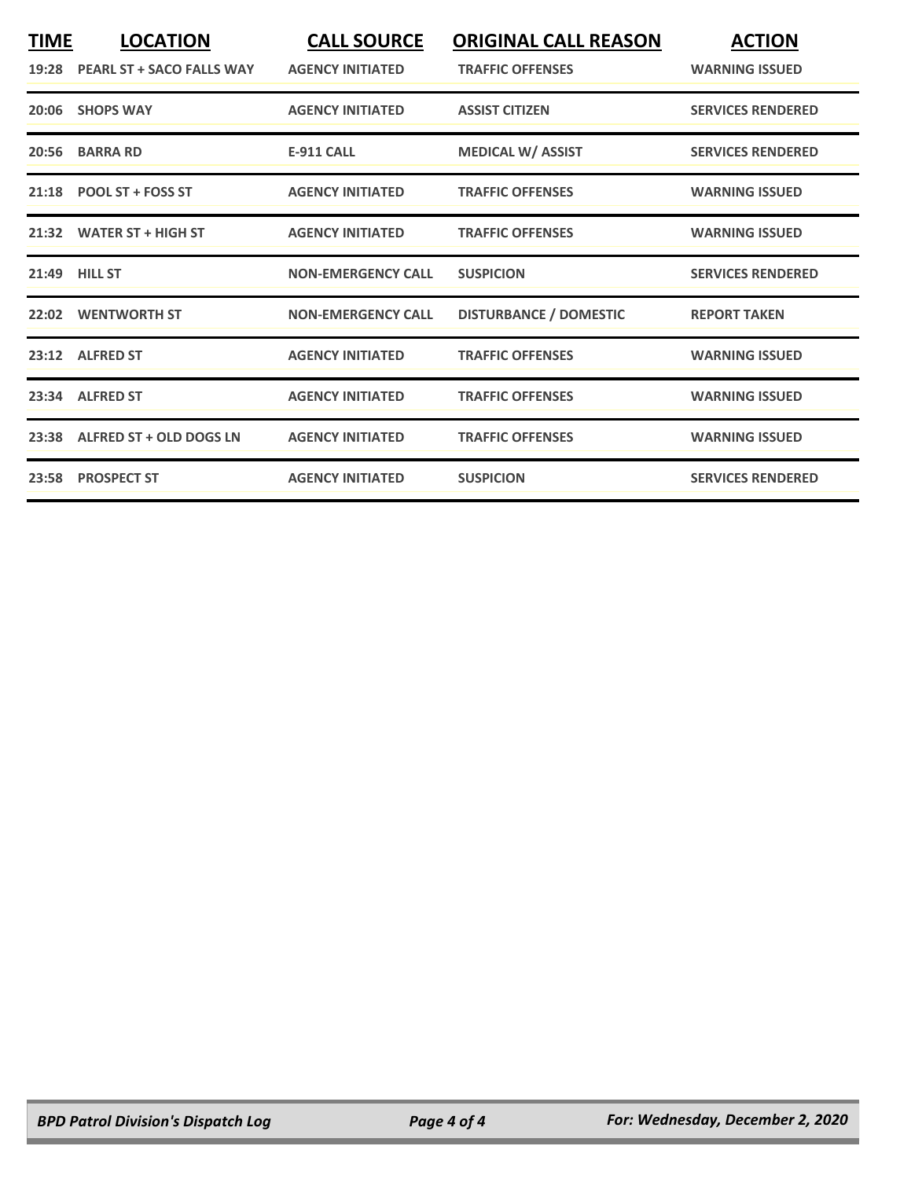| TIME | LOCATION | CALL SOURCE | ORIGINAL CALL REASON | ACTION |
|---|---|---|---|---|
| 19:28 | PEARL ST + SACO FALLS WAY | AGENCY INITIATED | TRAFFIC OFFENSES | WARNING ISSUED |
| 20:06 | SHOPS WAY | AGENCY INITIATED | ASSIST CITIZEN | SERVICES RENDERED |
| 20:56 | BARRA RD | E-911 CALL | MEDICAL W/ ASSIST | SERVICES RENDERED |
| 21:18 | POOL ST + FOSS ST | AGENCY INITIATED | TRAFFIC OFFENSES | WARNING ISSUED |
| 21:32 | WATER ST + HIGH ST | AGENCY INITIATED | TRAFFIC OFFENSES | WARNING ISSUED |
| 21:49 | HILL ST | NON-EMERGENCY CALL | SUSPICION | SERVICES RENDERED |
| 22:02 | WENTWORTH ST | NON-EMERGENCY CALL | DISTURBANCE / DOMESTIC | REPORT TAKEN |
| 23:12 | ALFRED ST | AGENCY INITIATED | TRAFFIC OFFENSES | WARNING ISSUED |
| 23:34 | ALFRED ST | AGENCY INITIATED | TRAFFIC OFFENSES | WARNING ISSUED |
| 23:38 | ALFRED ST + OLD DOGS LN | AGENCY INITIATED | TRAFFIC OFFENSES | WARNING ISSUED |
| 23:58 | PROSPECT ST | AGENCY INITIATED | SUSPICION | SERVICES RENDERED |